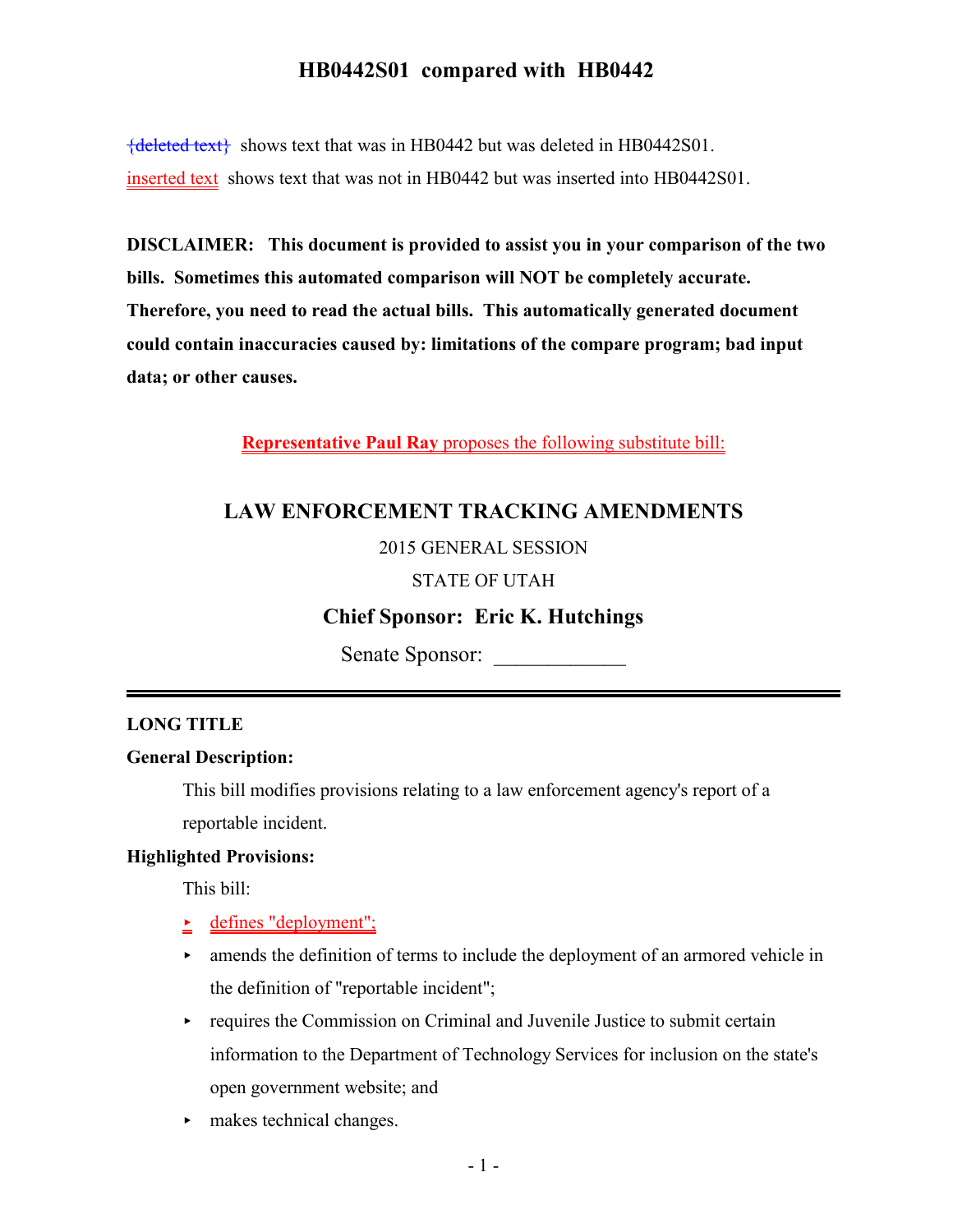# HB0442S01 compared with HB0442

{deleted text} shows text that was in HB0442 but was deleted in HB0442S01.

inserted text shows text that was not in HB0442 but was inserted into HB0442S01.

**DISCLAIMER: This document is provided to assist you in your comparison of the two bills. Sometimes this automated comparison will NOT be completely accurate. Therefore, you need to read the actual bills. This automatically generated document could contain inaccuracies caused by: limitations of the compare program; bad input data; or other causes.**

**Representative Paul Ray** proposes the following substitute bill:

## LAW ENFORCEMENT TRACKING AMENDMENTS

2015 GENERAL SESSION

STATE OF UTAH

### Chief Sponsor: Eric K. Hutchings

Senate Sponsor: ____________

---

**LONG TITLE**

**General Description:**

This bill modifies provisions relating to a law enforcement agency's report of a reportable incident.

**Highlighted Provisions:**

This bill:

- defines "deployment";
- amends the definition of terms to include the deployment of an armored vehicle in the definition of "reportable incident";
- requires the Commission on Criminal and Juvenile Justice to submit certain information to the Department of Technology Services for inclusion on the state's open government website; and
- makes technical changes.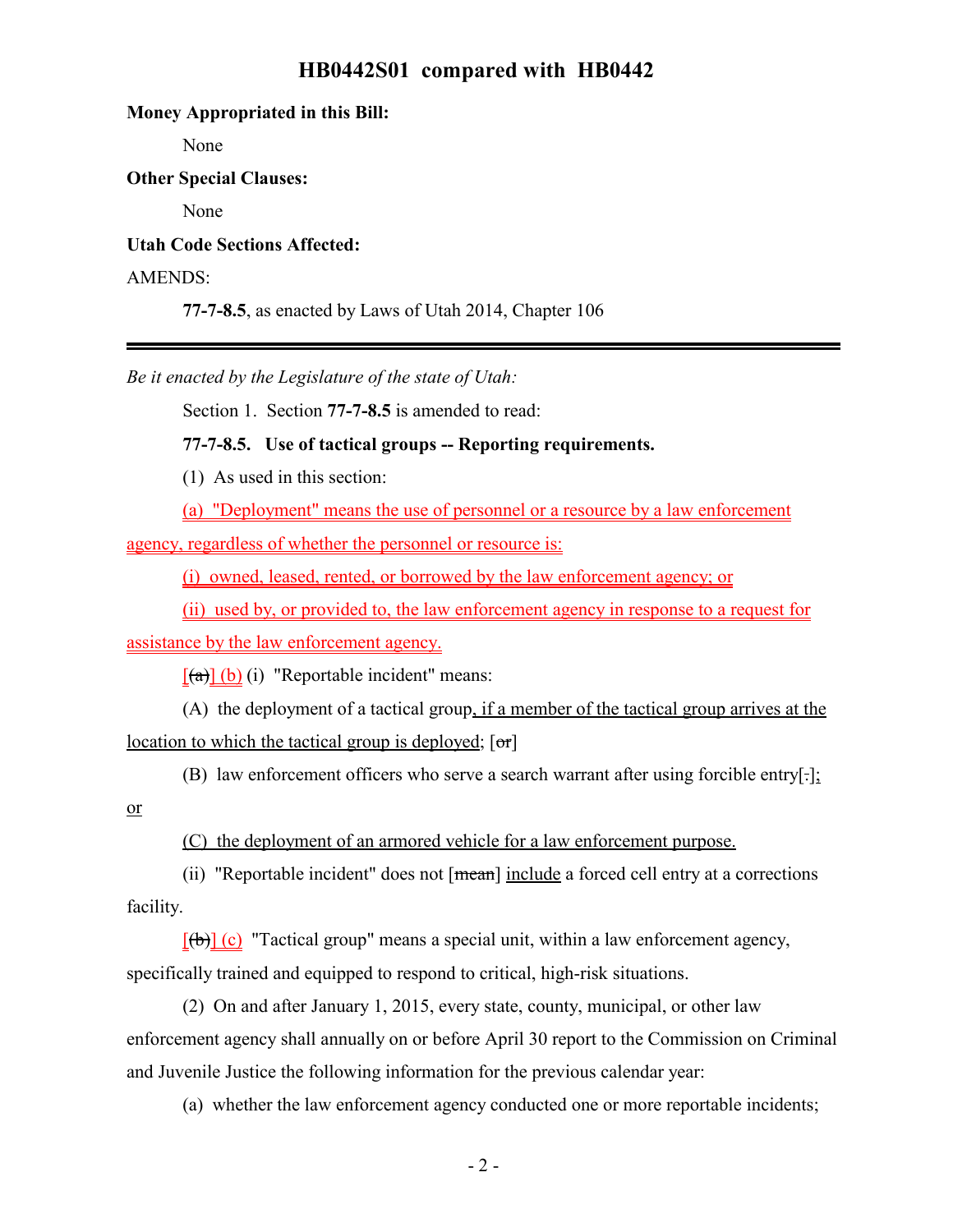**Money Appropriated in this Bill:**

None

**Other Special Clauses:**

None

**Utah Code Sections Affected:**

AMENDS:

**77-7-8.5**, as enacted by Laws of Utah 2014, Chapter 106

---

*Be it enacted by the Legislature of the state of Utah:*

Section 1. Section **77-7-8.5** is amended to read:

**77-7-8.5. Use of tactical groups -- Reporting requirements.**

(1) As used in this section:

(a) "Deployment" means the use of personnel or a resource by a law enforcement agency, regardless of whether the personnel or resource is:

(i) owned, leased, rented, or borrowed by the law enforcement agency; or

(ii) used by, or provided to, the law enforcement agency in response to a request for assistance by the law enforcement agency.

[~~(a)~~] (b) (i) "Reportable incident" means:

(A) the deployment of a tactical group, if a member of the tactical group arrives at the location to which the tactical group is deployed; [~~or~~]

(B) law enforcement officers who serve a search warrant after using forcible entry[~~.~~]; or

(C) the deployment of an armored vehicle for a law enforcement purpose.

(ii) "Reportable incident" does not [~~mean~~] include a forced cell entry at a corrections facility.

[~~(b)~~] (c) "Tactical group" means a special unit, within a law enforcement agency, specifically trained and equipped to respond to critical, high-risk situations.

(2) On and after January 1, 2015, every state, county, municipal, or other law enforcement agency shall annually on or before April 30 report to the Commission on Criminal and Juvenile Justice the following information for the previous calendar year:

(a) whether the law enforcement agency conducted one or more reportable incidents;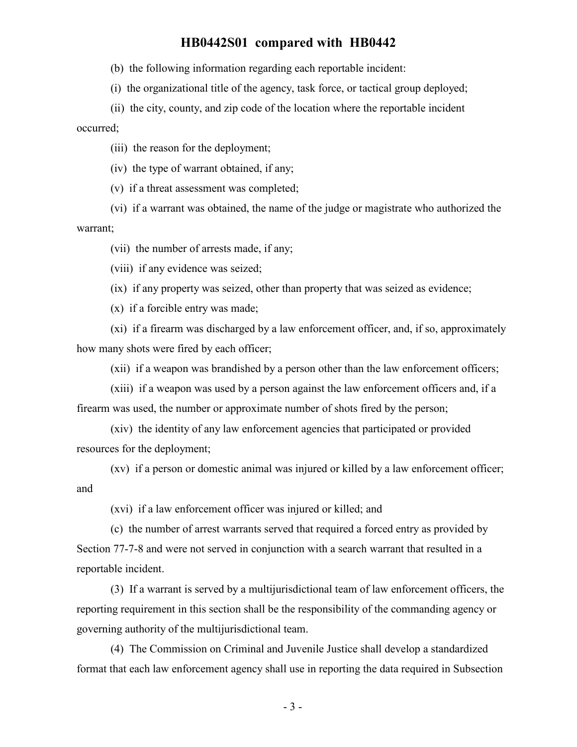(b) the following information regarding each reportable incident:

(i) the organizational title of the agency, task force, or tactical group deployed;

(ii) the city, county, and zip code of the location where the reportable incident occurred;

(iii) the reason for the deployment;

(iv) the type of warrant obtained, if any;

(v) if a threat assessment was completed;

(vi) if a warrant was obtained, the name of the judge or magistrate who authorized the warrant;

(vii) the number of arrests made, if any;

(viii) if any evidence was seized;

(ix) if any property was seized, other than property that was seized as evidence;

(x) if a forcible entry was made;

(xi) if a firearm was discharged by a law enforcement officer, and, if so, approximately how many shots were fired by each officer;

(xii) if a weapon was brandished by a person other than the law enforcement officers;

(xiii) if a weapon was used by a person against the law enforcement officers and, if a firearm was used, the number or approximate number of shots fired by the person;

(xiv) the identity of any law enforcement agencies that participated or provided resources for the deployment;

(xv) if a person or domestic animal was injured or killed by a law enforcement officer; and

(xvi) if a law enforcement officer was injured or killed; and

(c) the number of arrest warrants served that required a forced entry as provided by Section 77-7-8 and were not served in conjunction with a search warrant that resulted in a reportable incident.

(3) If a warrant is served by a multijurisdictional team of law enforcement officers, the reporting requirement in this section shall be the responsibility of the commanding agency or governing authority of the multijurisdictional team.

(4) The Commission on Criminal and Juvenile Justice shall develop a standardized format that each law enforcement agency shall use in reporting the data required in Subsection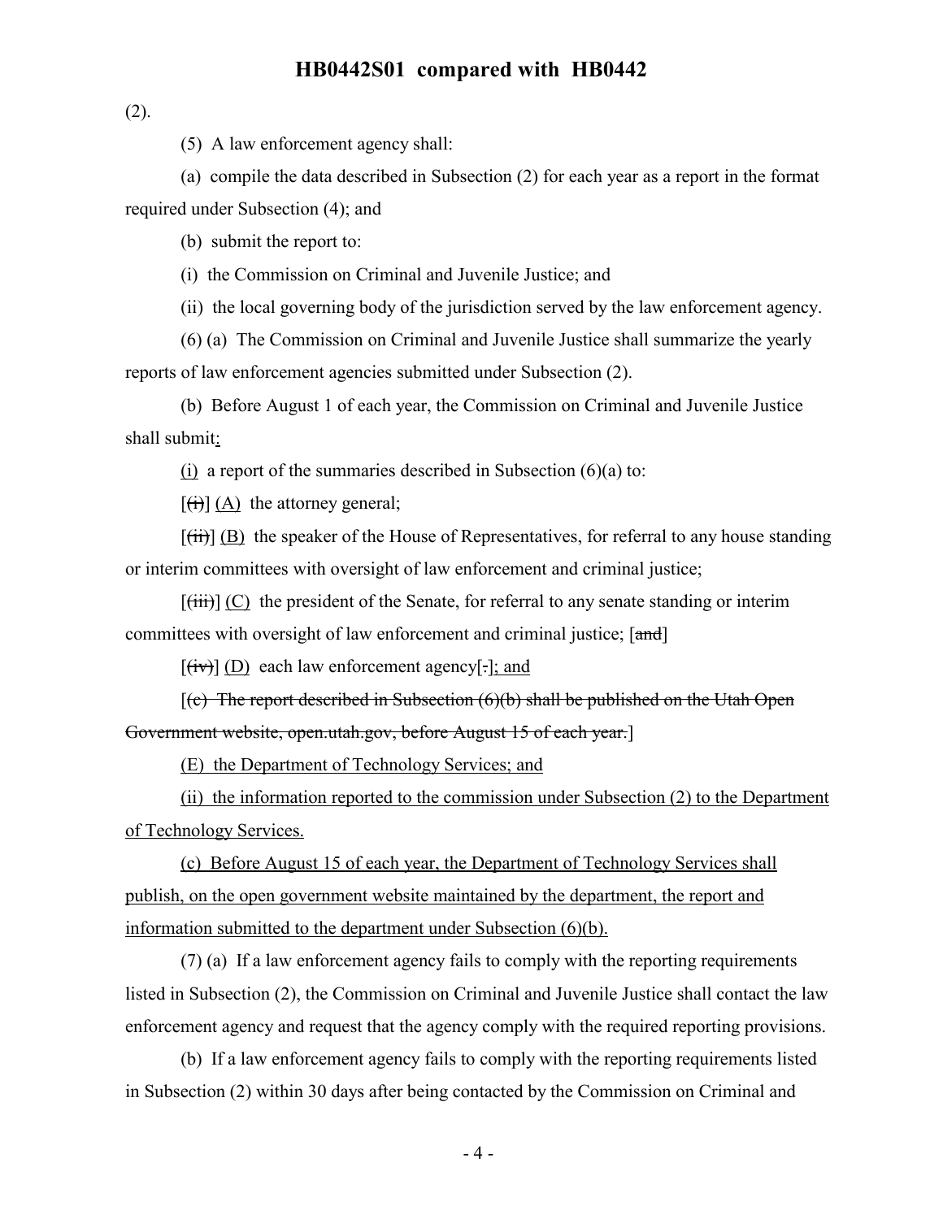(2).

(5) A law enforcement agency shall:

(a) compile the data described in Subsection (2) for each year as a report in the format required under Subsection (4); and

(b) submit the report to:

(i) the Commission on Criminal and Juvenile Justice; and

(ii) the local governing body of the jurisdiction served by the law enforcement agency.

(6) (a) The Commission on Criminal and Juvenile Justice shall summarize the yearly reports of law enforcement agencies submitted under Subsection (2).

(b) Before August 1 of each year, the Commission on Criminal and Juvenile Justice shall submit<u>:</u>

<u>(i)</u> a report of the summaries described in Subsection (6)(a) to:

[~~(i)~~] <u>(A)</u> the attorney general;

[~~(ii)~~] <u>(B)</u> the speaker of the House of Representatives, for referral to any house standing or interim committees with oversight of law enforcement and criminal justice;

[~~(iii)~~] <u>(C)</u> the president of the Senate, for referral to any senate standing or interim committees with oversight of law enforcement and criminal justice; [~~and~~]

[~~(iv)~~] <u>(D)</u> each law enforcement agency[~~.~~]<u>; and</u>

[~~(c) The report described in Subsection (6)(b) shall be published on the Utah Open Government website, open.utah.gov, before August 15 of each year.~~]

<u>(E) the Department of Technology Services; and</u>

<u>(ii) the information reported to the commission under Subsection (2) to the Department of Technology Services.</u>

<u>(c) Before August 15 of each year, the Department of Technology Services shall publish, on the open government website maintained by the department, the report and information submitted to the department under Subsection (6)(b).</u>

(7) (a) If a law enforcement agency fails to comply with the reporting requirements listed in Subsection (2), the Commission on Criminal and Juvenile Justice shall contact the law enforcement agency and request that the agency comply with the required reporting provisions.

(b) If a law enforcement agency fails to comply with the reporting requirements listed in Subsection (2) within 30 days after being contacted by the Commission on Criminal and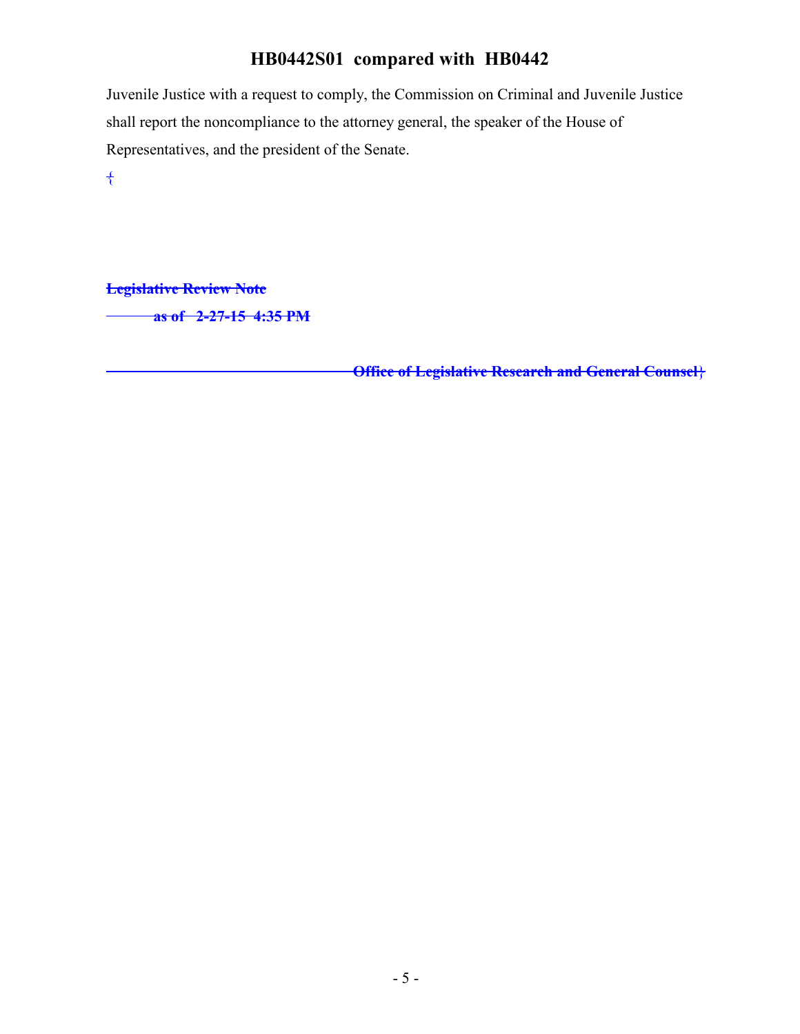Juvenile Justice with a request to comply, the Commission on Criminal and Juvenile Justice shall report the noncompliance to the attorney general, the speaker of the House of Representatives, and the president of the Senate.

~~{~~

~~**Legislative Review Note**~~

~~**as of 2-27-15 4:35 PM**~~

~~**Office of Legislative Research and General Counsel}**~~